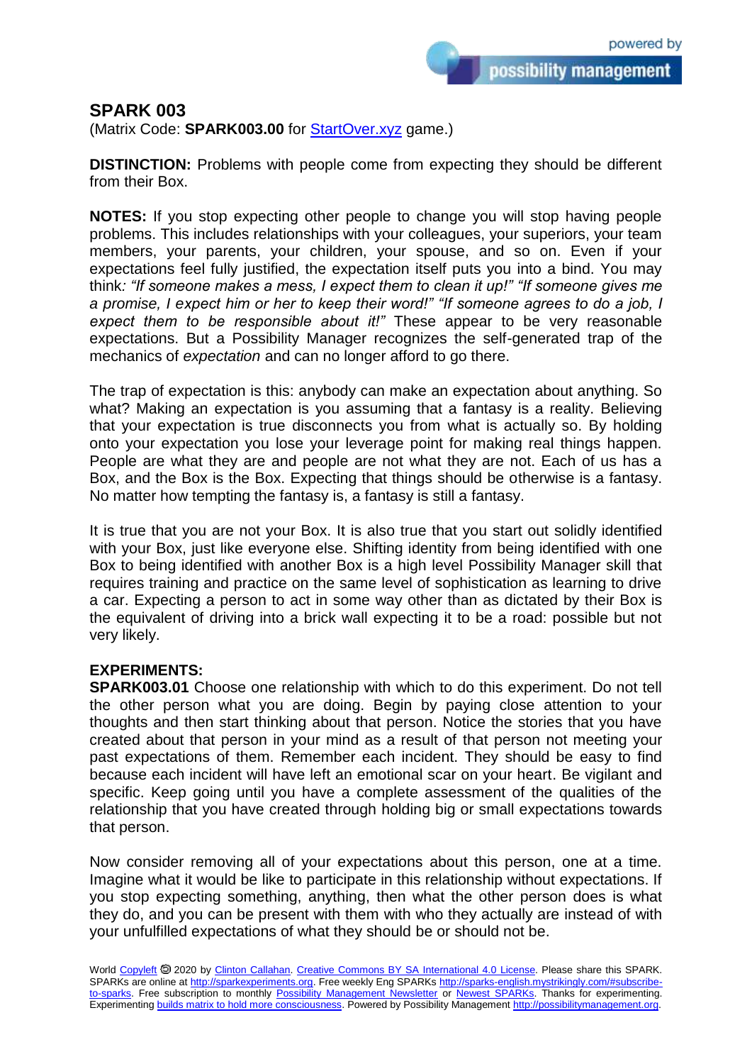# SPARK 003

(Matrix Code: **SPARK003.00** for [StartOver.xyz](StartOver.xyz) game.)

**DISTINCTION:** Problems with people come from expecting they should be different from their Box.

**NOTES:** If you stop expecting other people to change you will stop having people problems. This includes relationships with your colleagues, your superiors, your team members, your parents, your children, your spouse, and so on. Even if your expectations feel fully justified, the expectation itself puts you into a bind. You may think*: "If someone makes a mess, I expect them to clean it up!" "If someone gives me a promise, I expect him or her to keep their word!" "If someone agrees to do a job, I expect them to be responsible about it!"* These appear to be very reasonable expectations. But a Possibility Manager recognizes the self-generated trap of the mechanics of *expectation* and can no longer afford to go there.

The trap of expectation is this: anybody can make an expectation about anything. So what? Making an expectation is you assuming that a fantasy is a reality. Believing that your expectation is true disconnects you from what is actually so. By holding onto your expectation you lose your leverage point for making real things happen. People are what they are and people are not what they are not. Each of us has a Box, and the Box is the Box. Expecting that things should be otherwise is a fantasy. No matter how tempting the fantasy is, a fantasy is still a fantasy.

It is true that you are not your Box. It is also true that you start out solidly identified with your Box, just like everyone else. Shifting identity from being identified with one Box to being identified with another Box is a high level Possibility Manager skill that requires training and practice on the same level of sophistication as learning to drive a car. Expecting a person to act in some way other than as dictated by their Box is the equivalent of driving into a brick wall expecting it to be a road: possible but not very likely.

**EXPERIMENTS:**

**SPARK003.01** Choose one relationship with which to do this experiment. Do not tell the other person what you are doing. Begin by paying close attention to your thoughts and then start thinking about that person. Notice the stories that you have created about that person in your mind as a result of that person not meeting your past expectations of them. Remember each incident. They should be easy to find because each incident will have left an emotional scar on your heart. Be vigilant and specific. Keep going until you have a complete assessment of the qualities of the relationship that you have created through holding big or small expectations towards that person.

Now consider removing all of your expectations about this person, one at a time. Imagine what it would be like to participate in this relationship without expectations. If you stop expecting something, anything, then what the other person does is what they do, and you can be present with them with who they actually are instead of with your unfulfilled expectations of what they should be or should not be.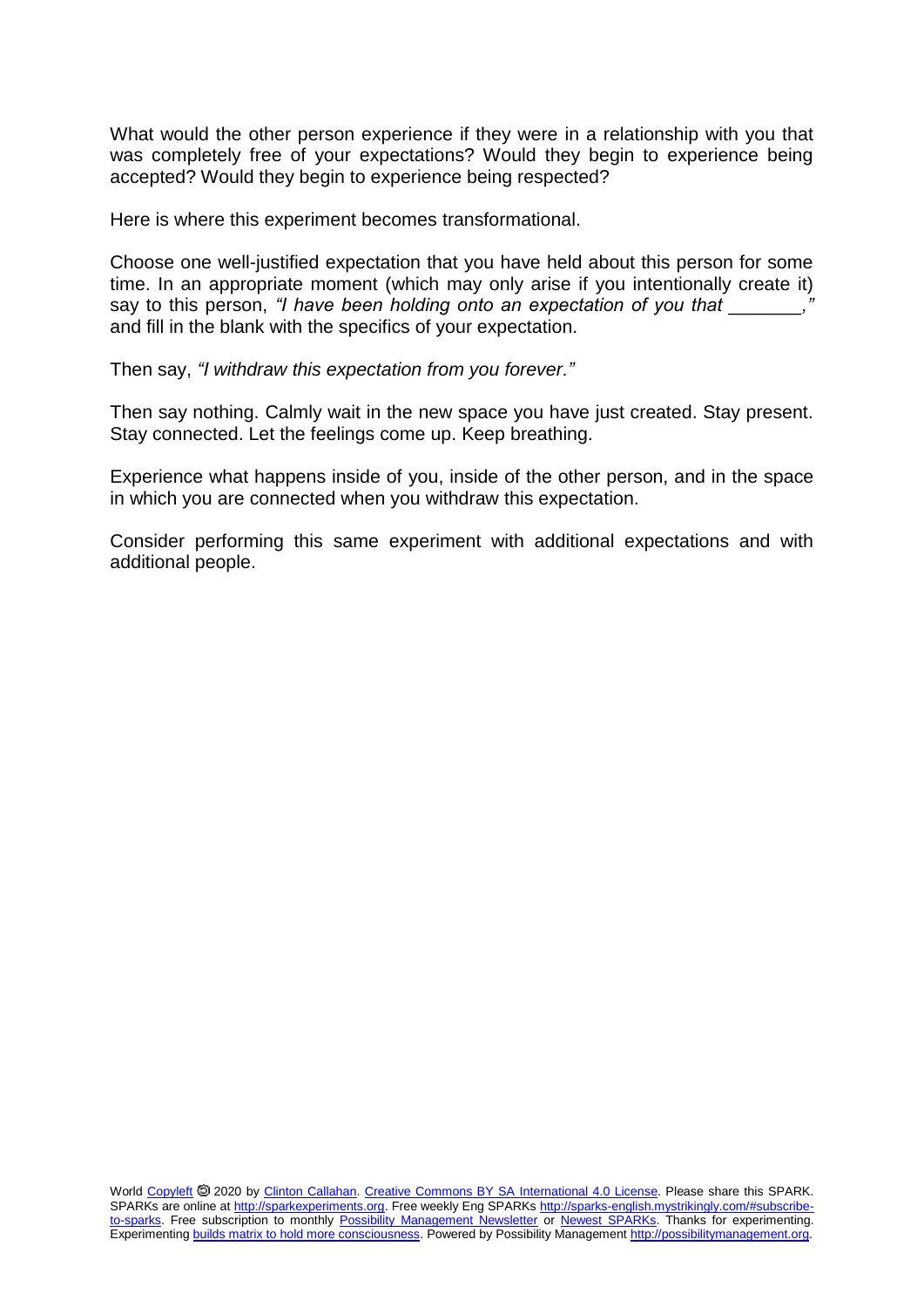What would the other person experience if they were in a relationship with you that was completely free of your expectations? Would they begin to experience being accepted? Would they begin to experience being respected?

Here is where this experiment becomes transformational.

Choose one well-justified expectation that you have held about this person for some time. In an appropriate moment (which may only arise if you intentionally create it) say to this person, *"I have been holding onto an expectation of you that _______,"* and fill in the blank with the specifics of your expectation.

Then say, *"I withdraw this expectation from you forever."*

Then say nothing. Calmly wait in the new space you have just created. Stay present. Stay connected. Let the feelings come up. Keep breathing.

Experience what happens inside of you, inside of the other person, and in the space in which you are connected when you withdraw this expectation.

Consider performing this same experiment with additional expectations and with additional people.

World Copyleft 🄯 2020 by Clinton Callahan. Creative Commons BY SA International 4.0 License. Please share this SPARK. SPARKs are online at http://sparkexperiments.org. Free weekly Eng SPARKs http://sparks-english.mystrikingly.com/#subscribe-to-sparks. Free subscription to monthly Possibility Management Newsletter or Newest SPARKs. Thanks for experimenting. Experimenting builds matrix to hold more consciousness. Powered by Possibility Management http://possibilitymanagement.org.